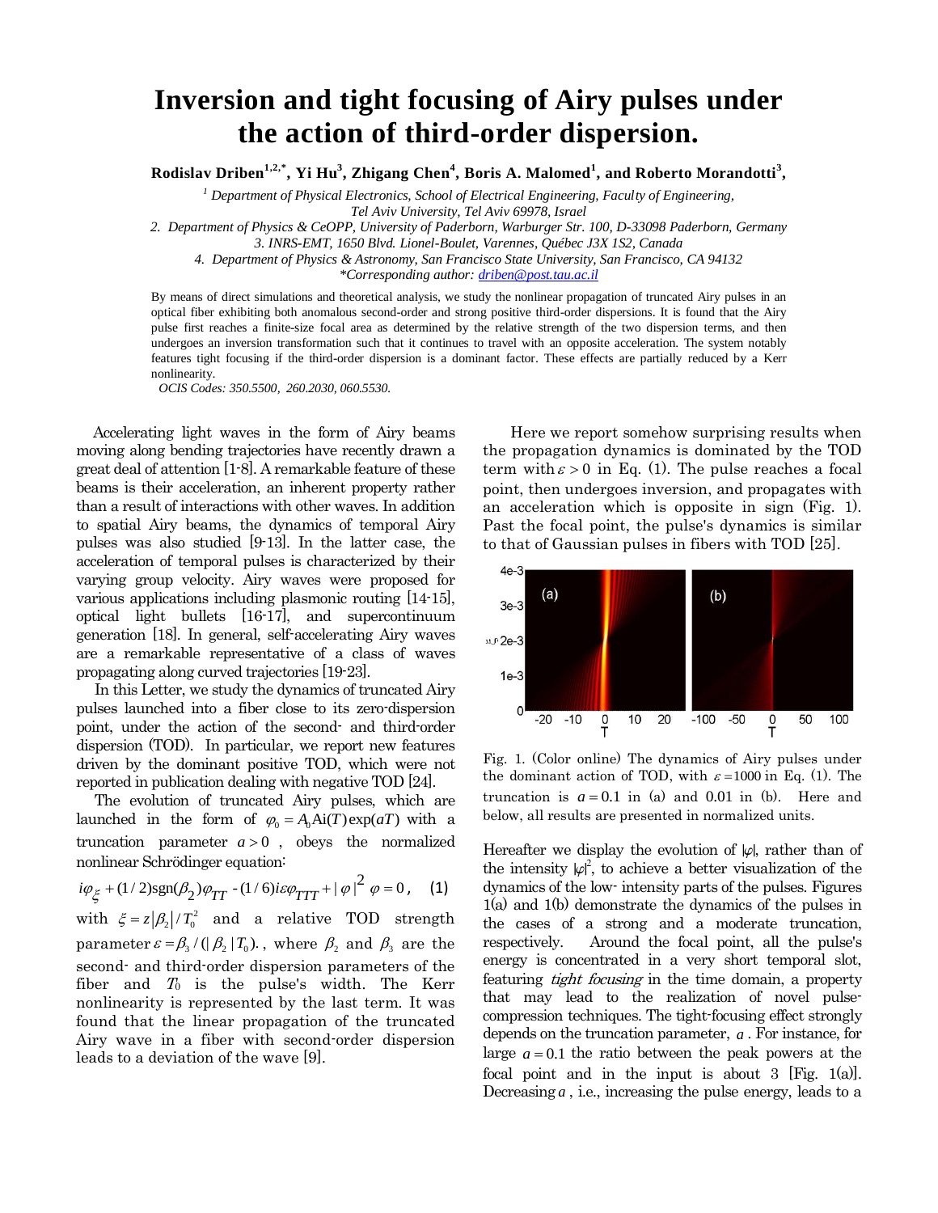# Inversion and tight focusing of Airy pulses under the action of third-order dispersion.

**Rodislav Driben[1,2,*], Yi Hu[3], Zhigang Chen[4], Boris A. Malomed[1], and Roberto Morandotti[3],**

[1] *Department of Physical Electronics, School of Electrical Engineering, Faculty of Engineering, Tel Aviv University, Tel Aviv 69978, Israel*

*2. Department of Physics & CeOPP, University of Paderborn, Warburger Str. 100, D-33098 Paderborn, Germany*

*3. INRS-EMT, 1650 Blvd. Lionel-Boulet, Varennes, Québec J3X 1S2, Canada*

*4. Department of Physics & Astronomy, San Francisco State University, San Francisco, CA 94132*

*\*Corresponding author: driben@post.tau.ac.il*

By means of direct simulations and theoretical analysis, we study the nonlinear propagation of truncated Airy pulses in an optical fiber exhibiting both anomalous second-order and strong positive third-order dispersions. It is found that the Airy pulse first reaches a finite-size focal area as determined by the relative strength of the two dispersion terms, and then undergoes an inversion transformation such that it continues to travel with an opposite acceleration. The system notably features tight focusing if the third-order dispersion is a dominant factor. These effects are partially reduced by a Kerr nonlinearity.

*OCIS Codes: 350.5500, 260.2030, 060.5530.*

Accelerating light waves in the form of Airy beams moving along bending trajectories have recently drawn a great deal of attention [1-8]. A remarkable feature of these beams is their acceleration, an inherent property rather than a result of interactions with other waves. In addition to spatial Airy beams, the dynamics of temporal Airy pulses was also studied [9-13]. In the latter case, the acceleration of temporal pulses is characterized by their varying group velocity. Airy waves were proposed for various applications including plasmonic routing [14-15], optical light bullets [16-17], and supercontinuum generation [18]. In general, self-accelerating Airy waves are a remarkable representative of a class of waves propagating along curved trajectories [19-23].

In this Letter, we study the dynamics of truncated Airy pulses launched into a fiber close to its zero-dispersion point, under the action of the second- and third-order dispersion (TOD). In particular, we report new features driven by the dominant positive TOD, which were not reported in publication dealing with negative TOD [24].

The evolution of truncated Airy pulses, which are launched in the form of $\varphi_0 = A_0 \mathrm{Ai}(T)\exp(aT)$ with a truncation parameter $a > 0$, obeys the normalized nonlinear Schrödinger equation:

$$i\varphi_{\xi} + (1/2)\mathrm{sgn}(\beta_2)\varphi_{TT} - (1/6)i\varepsilon\varphi_{TTT} + |\varphi|^2\varphi = 0, \quad (1)$$

with $\xi = z|\beta_2|/T_0^2$ and a relative TOD strength parameter $\varepsilon = \beta_3/(|\beta_2|T_0)$., where $\beta_2$ and $\beta_3$ are the second- and third-order dispersion parameters of the fiber and $T_0$ is the pulse's width. The Kerr nonlinearity is represented by the last term. It was found that the linear propagation of the truncated Airy wave in a fiber with second-order dispersion leads to a deviation of the wave [9].

Here we report somehow surprising results when the propagation dynamics is dominated by the TOD term with $\varepsilon > 0$ in Eq. (1). The pulse reaches a focal point, then undergoes inversion, and propagates with an acceleration which is opposite in sign (Fig. 1). Past the focal point, the pulse's dynamics is similar to that of Gaussian pulses in fibers with TOD [25].

Fig. 1. (Color online) The dynamics of Airy pulses under the dominant action of TOD, with $\varepsilon = 1000$ in Eq. (1). The truncation is $a = 0.1$ in (a) and 0.01 in (b). Here and below, all results are presented in normalized units.

Hereafter we display the evolution of $|\varphi|$, rather than of the intensity $|\varphi|^2$, to achieve a better visualization of the dynamics of the low- intensity parts of the pulses. Figures 1(a) and 1(b) demonstrate the dynamics of the pulses in the cases of a strong and a moderate truncation, respectively. Around the focal point, all the pulse's energy is concentrated in a very short temporal slot, featuring *tight focusing* in the time domain, a property that may lead to the realization of novel pulse-compression techniques. The tight-focusing effect strongly depends on the truncation parameter, $a$. For instance, for large $a = 0.1$ the ratio between the peak powers at the focal point and in the input is about 3 [Fig. 1(a)]. Decreasing $a$, i.e., increasing the pulse energy, leads to a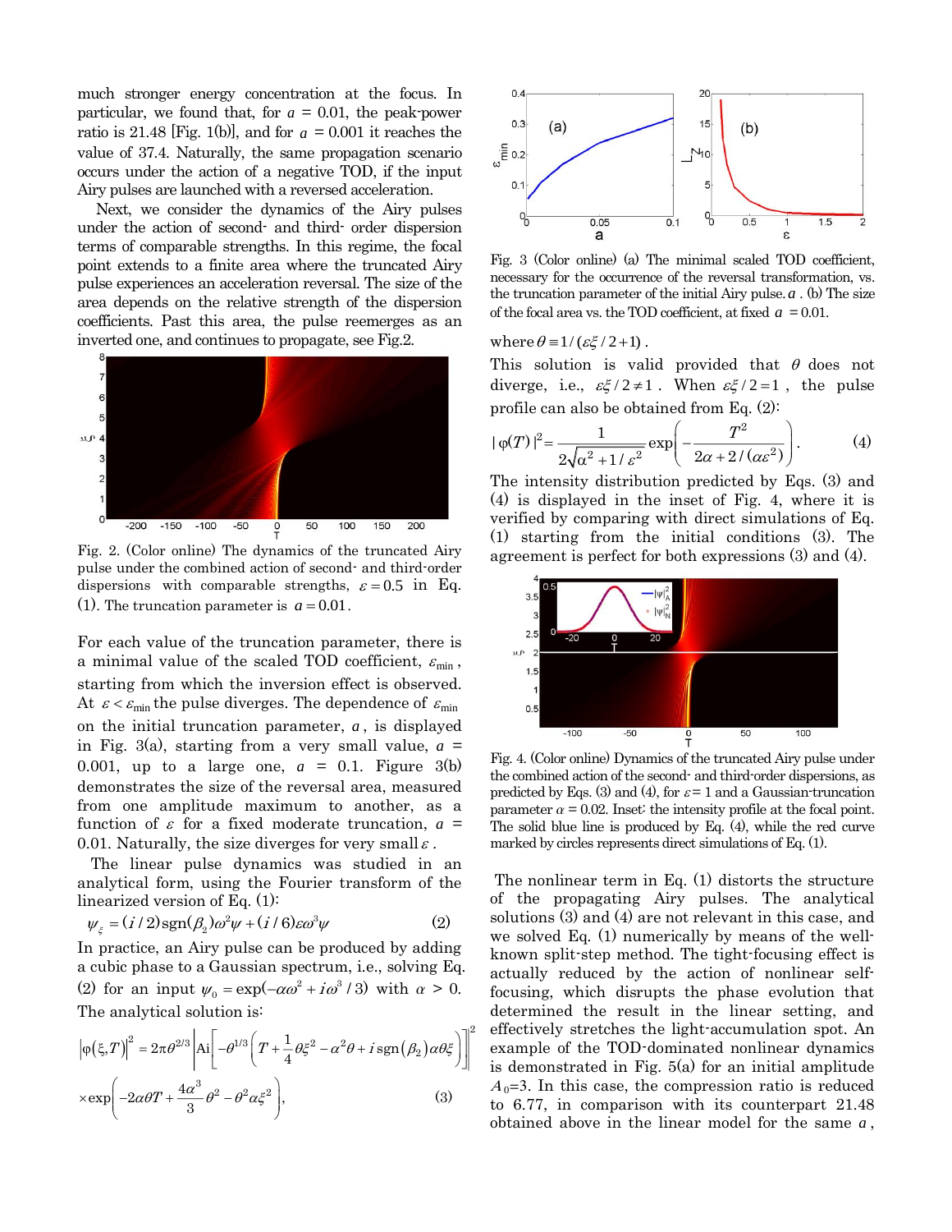much stronger energy concentration at the focus. In particular, we found that, for $a = 0.01$, the peak-power ratio is 21.48 [Fig. 1(b)], and for $a = 0.001$ it reaches the value of 37.4. Naturally, the same propagation scenario occurs under the action of a negative TOD, if the input Airy pulses are launched with a reversed acceleration.

Next, we consider the dynamics of the Airy pulses under the action of second- and third- order dispersion terms of comparable strengths. In this regime, the focal point extends to a finite area where the truncated Airy pulse experiences an acceleration reversal. The size of the area depends on the relative strength of the dispersion coefficients. Past this area, the pulse reemerges as an inverted one, and continues to propagate, see Fig.2.

Fig. 2. (Color online) The dynamics of the truncated Airy pulse under the combined action of second- and third-order dispersions with comparable strengths, $\varepsilon = 0.5$ in Eq. (1). The truncation parameter is $a = 0.01$.

For each value of the truncation parameter, there is a minimal value of the scaled TOD coefficient, $\varepsilon_{\min}$, starting from which the inversion effect is observed. At $\varepsilon < \varepsilon_{\min}$ the pulse diverges. The dependence of $\varepsilon_{\min}$ on the initial truncation parameter, $a$, is displayed in Fig. 3(a), starting from a very small value, $a$ = 0.001, up to a large one, $a$ = 0.1. Figure 3(b) demonstrates the size of the reversal area, measured from one amplitude maximum to another, as a function of $\varepsilon$ for a fixed moderate truncation, $a$ = 0.01. Naturally, the size diverges for very small $\varepsilon$.

The linear pulse dynamics was studied in an analytical form, using the Fourier transform of the linearized version of Eq. (1):

$$\psi_{\xi} = (i/2)\operatorname{sgn}(\beta_2)\omega^2\psi + (i/6)\varepsilon\omega^3\psi \tag{2}$$

In practice, an Airy pulse can be produced by adding a cubic phase to a Gaussian spectrum, i.e., solving Eq. (2) for an input $\psi_0 = \exp(-\alpha\omega^2 + i\omega^3/3)$ with $\alpha > 0$. The analytical solution is:

$$\left|\varphi(\xi,T)\right|^2 = 2\pi\theta^{2/3}\left|\mathrm{Ai}\left[-\theta^{1/3}\left(T + \frac{1}{4}\theta\xi^2 - \alpha^2\theta + i\operatorname{sgn}(\beta_2)\alpha\theta\xi\right)\right]\right|^2 \times\exp\left(-2\alpha\theta T + \frac{4\alpha^3}{3}\theta^2 - \theta^2\alpha\xi^2\right), \tag{3}$$

Fig. 3 (Color online) (a) The minimal scaled TOD coefficient, necessary for the occurrence of the reversal transformation, vs. the truncation parameter of the initial Airy pulse. $a$. (b) The size of the focal area vs. the TOD coefficient, at fixed $a = 0.01$.

where $\theta \equiv 1/(\varepsilon\xi/2+1)$.

This solution is valid provided that $\theta$ does not diverge, i.e., $\varepsilon\xi/2 \neq 1$. When $\varepsilon\xi/2 = 1$, the pulse profile can also be obtained from Eq. (2):

$$|\varphi(T)|^2 = \frac{1}{2\sqrt{\alpha^2 + 1/\varepsilon^2}}\exp\left(-\frac{T^2}{2\alpha + 2/(\alpha\varepsilon^2)}\right). \tag{4}$$

The intensity distribution predicted by Eqs. (3) and (4) is displayed in the inset of Fig. 4, where it is verified by comparing with direct simulations of Eq. (1) starting from the initial conditions (3). The agreement is perfect for both expressions (3) and (4).

Fig. 4. (Color online) Dynamics of the truncated Airy pulse under the combined action of the second- and third-order dispersions, as predicted by Eqs. (3) and (4), for $\varepsilon = 1$ and a Gaussian-truncation parameter $\alpha = 0.02$. Inset: the intensity profile at the focal point. The solid blue line is produced by Eq. (4), while the red curve marked by circles represents direct simulations of Eq. (1).

The nonlinear term in Eq. (1) distorts the structure of the propagating Airy pulses. The analytical solutions (3) and (4) are not relevant in this case, and we solved Eq. (1) numerically by means of the well-known split-step method. The tight-focusing effect is actually reduced by the action of nonlinear self-focusing, which disrupts the phase evolution that determined the result in the linear setting, and effectively stretches the light-accumulation spot. An example of the TOD-dominated nonlinear dynamics is demonstrated in Fig. 5(a) for an initial amplitude $A_0$=3. In this case, the compression ratio is reduced to 6.77, in comparison with its counterpart 21.48 obtained above in the linear model for the same $a$,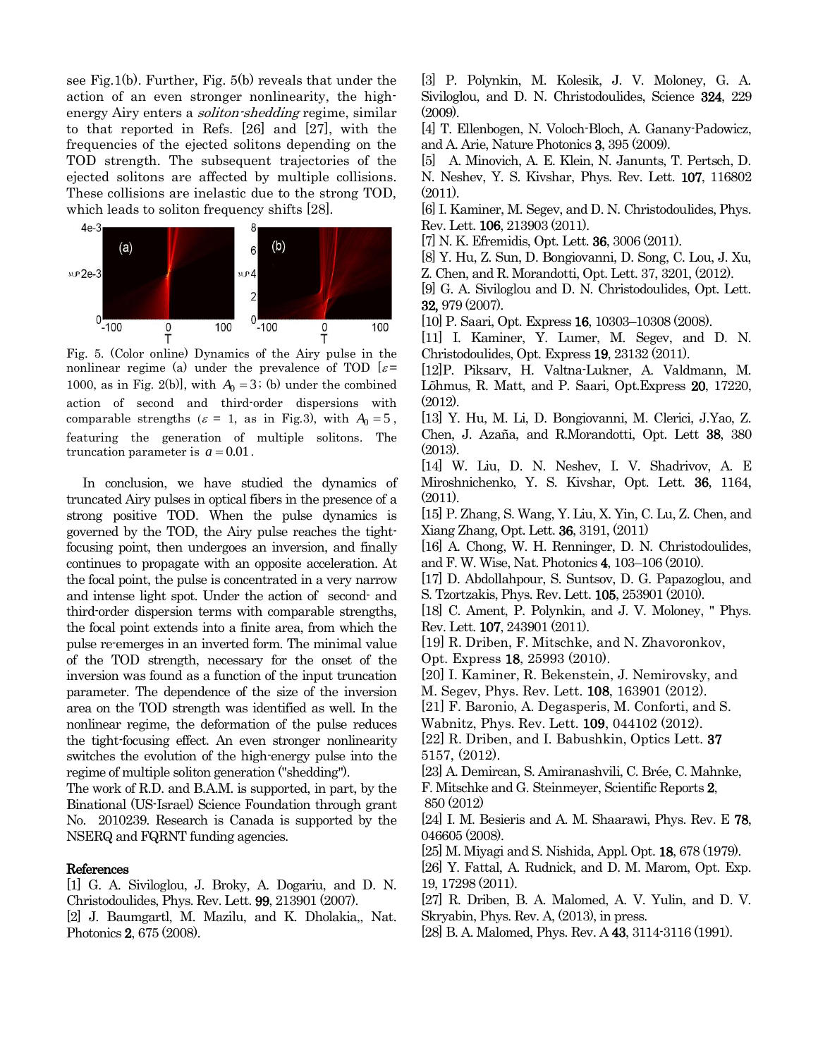see Fig.1(b). Further, Fig. 5(b) reveals that under the action of an even stronger nonlinearity, the high-energy Airy enters a *soliton-shedding* regime, similar to that reported in Refs. [26] and [27], with the frequencies of the ejected solitons depending on the TOD strength. The subsequent trajectories of the ejected solitons are affected by multiple collisions. These collisions are inelastic due to the strong TOD, which leads to soliton frequency shifts [28].

Fig. 5. (Color online) Dynamics of the Airy pulse in the nonlinear regime (a) under the prevalence of TOD [$\varepsilon$= 1000, as in Fig. 2(b)], with $A_0 = 3$; (b) under the combined action of second and third-order dispersions with comparable strengths ($\varepsilon$ = 1, as in Fig.3), with $A_0 = 5$, featuring the generation of multiple solitons. The truncation parameter is $a = 0.01$.

In conclusion, we have studied the dynamics of truncated Airy pulses in optical fibers in the presence of a strong positive TOD. When the pulse dynamics is governed by the TOD, the Airy pulse reaches the tight-focusing point, then undergoes an inversion, and finally continues to propagate with an opposite acceleration. At the focal point, the pulse is concentrated in a very narrow and intense light spot. Under the action of second- and third-order dispersion terms with comparable strengths, the focal point extends into a finite area, from which the pulse re-emerges in an inverted form. The minimal value of the TOD strength, necessary for the onset of the inversion was found as a function of the input truncation parameter. The dependence of the size of the inversion area on the TOD strength was identified as well. In the nonlinear regime, the deformation of the pulse reduces the tight-focusing effect. An even stronger nonlinearity switches the evolution of the high-energy pulse into the regime of multiple soliton generation ("shedding").

The work of R.D. and B.A.M. is supported, in part, by the Binational (US-Israel) Science Foundation through grant No. 2010239. Research is Canada is supported by the NSERQ and FQRNT funding agencies.

## References

[1] G. A. Siviloglou, J. Broky, A. Dogariu, and D. N. Christodoulides, Phys. Rev. Lett. **99**, 213901 (2007).

[2] J. Baumgartl, M. Mazilu, and K. Dholakia,, Nat. Photonics **2**, 675 (2008).

[3] P. Polynkin, M. Kolesik, J. V. Moloney, G. A. Siviloglou, and D. N. Christodoulides, Science **324**, 229 (2009).

[4] T. Ellenbogen, N. Voloch-Bloch, A. Ganany-Padowicz, and A. Arie, Nature Photonics **3**, 395 (2009).

[5] A. Minovich, A. E. Klein, N. Janunts, T. Pertsch, D. N. Neshev, Y. S. Kivshar, Phys. Rev. Lett. **107**, 116802 (2011).

[6] I. Kaminer, M. Segev, and D. N. Christodoulides, Phys. Rev. Lett. **106**, 213903 (2011).

[7] N. K. Efremidis, Opt. Lett. **36**, 3006 (2011).

[8] Y. Hu, Z. Sun, D. Bongiovanni, D. Song, C. Lou, J. Xu, Z. Chen, and R. Morandotti, Opt. Lett. 37, 3201, (2012).

[9] G. A. Siviloglou and D. N. Christodoulides, Opt. Lett. **32,** 979 (2007).

[10] P. Saari, Opt. Express **16**, 10303–10308 (2008).

[11] I. Kaminer, Y. Lumer, M. Segev, and D. N. Christodoulides, Opt. Express **19**, 23132 (2011).

[12]P. Piksarv, H. Valtna-Lukner, A. Valdmann, M. Lõhmus, R. Matt, and P. Saari, Opt.Express **20**, 17220, (2012).

[13] Y. Hu, M. Li, D. Bongiovanni, M. Clerici, J.Yao, Z. Chen, J. Azaña, and R.Morandotti, Opt. Lett **38**, 380 (2013).

[14] W. Liu, D. N. Neshev, I. V. Shadrivov, A. E Miroshnichenko, Y. S. Kivshar, Opt. Lett. **36**, 1164, (2011).

[15] P. Zhang, S. Wang, Y. Liu, X. Yin, C. Lu, Z. Chen, and Xiang Zhang, Opt. Lett. **36**, 3191, (2011)

[16] A. Chong, W. H. Renninger, D. N. Christodoulides, and F. W. Wise, Nat. Photonics **4**, 103–106 (2010).

[17] D. Abdollahpour, S. Suntsov, D. G. Papazoglou, and S. Tzortzakis, Phys. Rev. Lett. **105**, 253901 (2010).

[18] C. Ament, P. Polynkin, and J. V. Moloney, " Phys. Rev. Lett. **107**, 243901 (2011).

[19] R. Driben, F. Mitschke, and N. Zhavoronkov, Opt. Express **18**, 25993 (2010).

[20] I. Kaminer, R. Bekenstein, J. Nemirovsky, and M. Segev, Phys. Rev. Lett. **108**, 163901 (2012).

[21] F. Baronio, A. Degasperis, M. Conforti, and S. Wabnitz, Phys. Rev. Lett. **109**, 044102 (2012).

[22] R. Driben, and I. Babushkin, Optics Lett. **37** 5157, (2012).

[23] A. Demircan, S. Amiranashvili, C. Brée, C. Mahnke, F. Mitschke and G. Steinmeyer, Scientific Reports **2**, 850 (2012)

[24] I. M. Besieris and A. M. Shaarawi, Phys. Rev. E **78**, 046605 (2008).

[25] M. Miyagi and S. Nishida, Appl. Opt. **18**, 678 (1979).

[26] Y. Fattal, A. Rudnick, and D. M. Marom, Opt. Exp. 19, 17298 (2011).

[27] R. Driben, B. A. Malomed, A. V. Yulin, and D. V. Skryabin, Phys. Rev. A, (2013), in press.

[28] B. A. Malomed, Phys. Rev. A **43**, 3114-3116 (1991).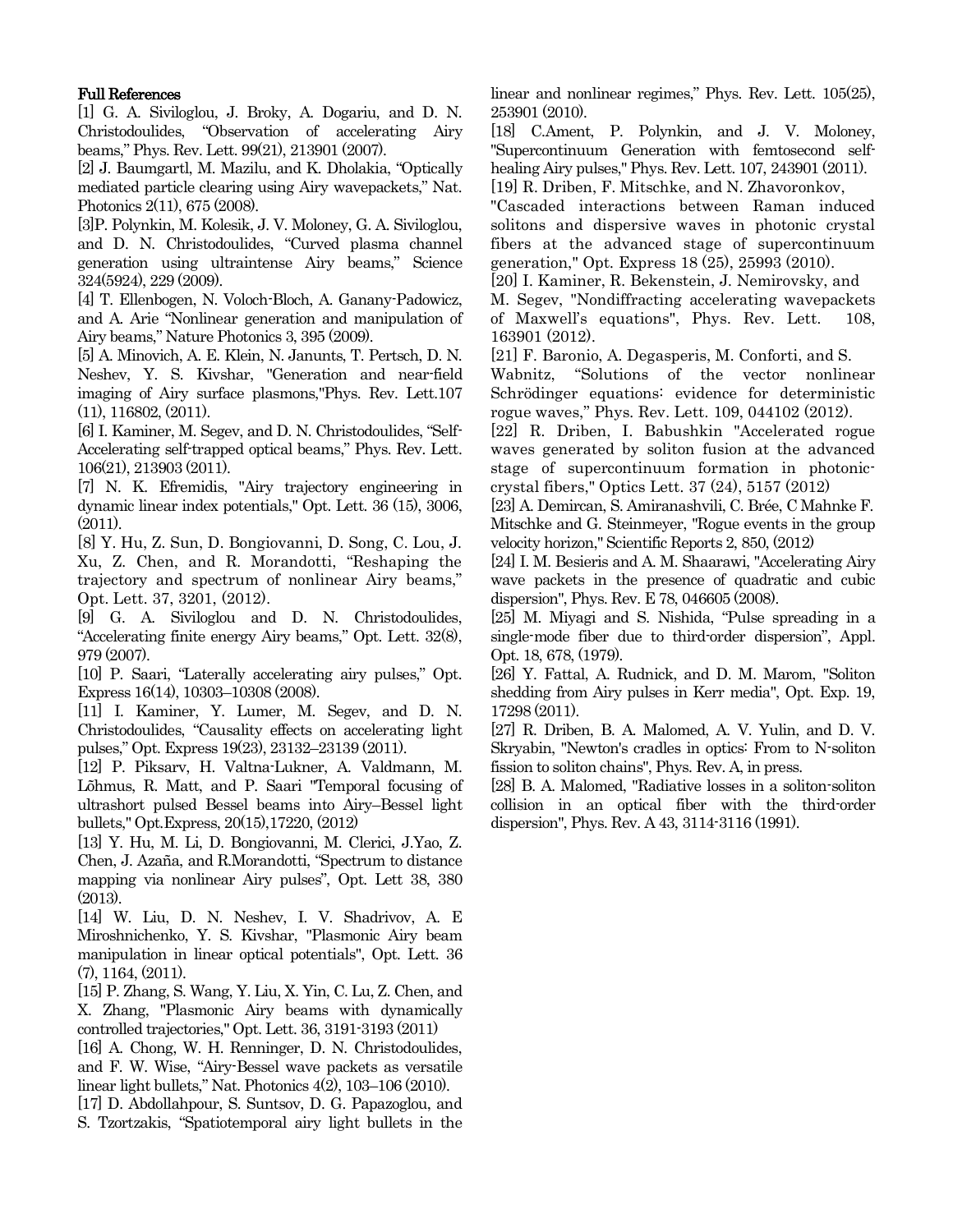**Full References**

[1] G. A. Siviloglou, J. Broky, A. Dogariu, and D. N. Christodoulides, "Observation of accelerating Airy beams," Phys. Rev. Lett. 99(21), 213901 (2007).

[2] J. Baumgartl, M. Mazilu, and K. Dholakia, "Optically mediated particle clearing using Airy wavepackets," Nat. Photonics 2(11), 675 (2008).

[3]P. Polynkin, M. Kolesik, J. V. Moloney, G. A. Siviloglou, and D. N. Christodoulides, "Curved plasma channel generation using ultraintense Airy beams," Science 324(5924), 229 (2009).

[4] T. Ellenbogen, N. Voloch-Bloch, A. Ganany-Padowicz, and A. Arie "Nonlinear generation and manipulation of Airy beams," Nature Photonics 3, 395 (2009).

[5] A. Minovich, A. E. Klein, N. Janunts, T. Pertsch, D. N. Neshev, Y. S. Kivshar, "Generation and near-field imaging of Airy surface plasmons,"Phys. Rev. Lett.107 (11), 116802, (2011).

[6] I. Kaminer, M. Segev, and D. N. Christodoulides, "Self-Accelerating self-trapped optical beams," Phys. Rev. Lett. 106(21), 213903 (2011).

[7] N. K. Efremidis, "Airy trajectory engineering in dynamic linear index potentials," Opt. Lett. 36 (15), 3006, (2011).

[8] Y. Hu, Z. Sun, D. Bongiovanni, D. Song, C. Lou, J. Xu, Z. Chen, and R. Morandotti, "Reshaping the trajectory and spectrum of nonlinear Airy beams," Opt. Lett. 37, 3201, (2012).

[9] G. A. Siviloglou and D. N. Christodoulides, "Accelerating finite energy Airy beams," Opt. Lett. 32(8), 979 (2007).

[10] P. Saari, "Laterally accelerating airy pulses," Opt. Express 16(14), 10303–10308 (2008).

[11] I. Kaminer, Y. Lumer, M. Segev, and D. N. Christodoulides, "Causality effects on accelerating light pulses," Opt. Express 19(23), 23132–23139 (2011).

[12] P. Piksarv, H. Valtna-Lukner, A. Valdmann, M. Lõhmus, R. Matt, and P. Saari "Temporal focusing of ultrashort pulsed Bessel beams into Airy–Bessel light bullets," Opt.Express, 20(15),17220, (2012)

[13] Y. Hu, M. Li, D. Bongiovanni, M. Clerici, J.Yao, Z. Chen, J. Azaña, and R.Morandotti, "Spectrum to distance mapping via nonlinear Airy pulses", Opt. Lett 38, 380 (2013).

[14] W. Liu, D. N. Neshev, I. V. Shadrivov, A. E Miroshnichenko, Y. S. Kivshar, "Plasmonic Airy beam manipulation in linear optical potentials", Opt. Lett. 36 (7), 1164, (2011).

[15] P. Zhang, S. Wang, Y. Liu, X. Yin, C. Lu, Z. Chen, and X. Zhang, "Plasmonic Airy beams with dynamically controlled trajectories," Opt. Lett. 36, 3191-3193 (2011)

[16] A. Chong, W. H. Renninger, D. N. Christodoulides, and F. W. Wise, "Airy-Bessel wave packets as versatile linear light bullets," Nat. Photonics 4(2), 103–106 (2010).

[17] D. Abdollahpour, S. Suntsov, D. G. Papazoglou, and S. Tzortzakis, "Spatiotemporal airy light bullets in the linear and nonlinear regimes," Phys. Rev. Lett. 105(25), 253901 (2010).

[18] C.Ament, P. Polynkin, and J. V. Moloney, "Supercontinuum Generation with femtosecond self-healing Airy pulses," Phys. Rev. Lett. 107, 243901 (2011).

[19] R. Driben, F. Mitschke, and N. Zhavoronkov, "Cascaded interactions between Raman induced solitons and dispersive waves in photonic crystal fibers at the advanced stage of supercontinuum generation," Opt. Express 18 (25), 25993 (2010).

[20] I. Kaminer, R. Bekenstein, J. Nemirovsky, and M. Segev, "Nondiffracting accelerating wavepackets of Maxwell's equations", Phys. Rev. Lett. 108, 163901 (2012).

[21] F. Baronio, A. Degasperis, M. Conforti, and S. Wabnitz, "Solutions of the vector nonlinear Schrödinger equations: evidence for deterministic rogue waves," Phys. Rev. Lett. 109, 044102 (2012).

[22] R. Driben, I. Babushkin "Accelerated rogue waves generated by soliton fusion at the advanced stage of supercontinuum formation in photonic-crystal fibers," Optics Lett. 37 (24), 5157 (2012)

[23] A. Demircan, S. Amiranashvili, C. Brée, C Mahnke F. Mitschke and G. Steinmeyer, "Rogue events in the group velocity horizon," Scientific Reports 2, 850, (2012)

[24] I. M. Besieris and A. M. Shaarawi, "Accelerating Airy wave packets in the presence of quadratic and cubic dispersion", Phys. Rev. E 78, 046605 (2008).

[25] M. Miyagi and S. Nishida, "Pulse spreading in a single-mode fiber due to third-order dispersion", Appl. Opt. 18, 678, (1979).

[26] Y. Fattal, A. Rudnick, and D. M. Marom, "Soliton shedding from Airy pulses in Kerr media", Opt. Exp. 19, 17298 (2011).

[27] R. Driben, B. A. Malomed, A. V. Yulin, and D. V. Skryabin, "Newton's cradles in optics: From to N-soliton fission to soliton chains", Phys. Rev. A, in press.

[28] B. A. Malomed, "Radiative losses in a soliton-soliton collision in an optical fiber with the third-order dispersion", Phys. Rev. A 43, 3114-3116 (1991).